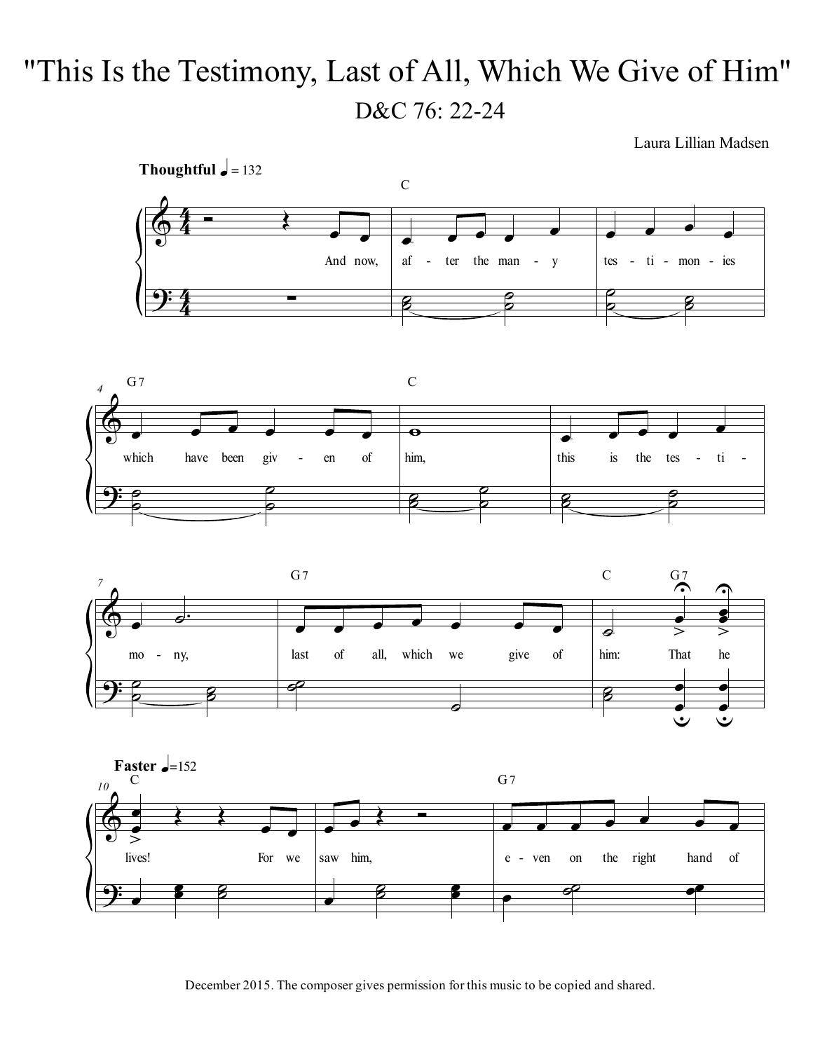# "This Is the Testimony, Last of All, Which We Give of Him"

## D&C 76: 22-24

Laura Lillian Madsen

**Thoughtful** ♩ = 132

And now, after the many testimonies which have been given of him, this is the testimony, last of all, which we give of him: That he

**Faster** ♩=152

lives! For we saw him, even on the right hand of

December 2015. The composer gives permission for this music to be copied and shared.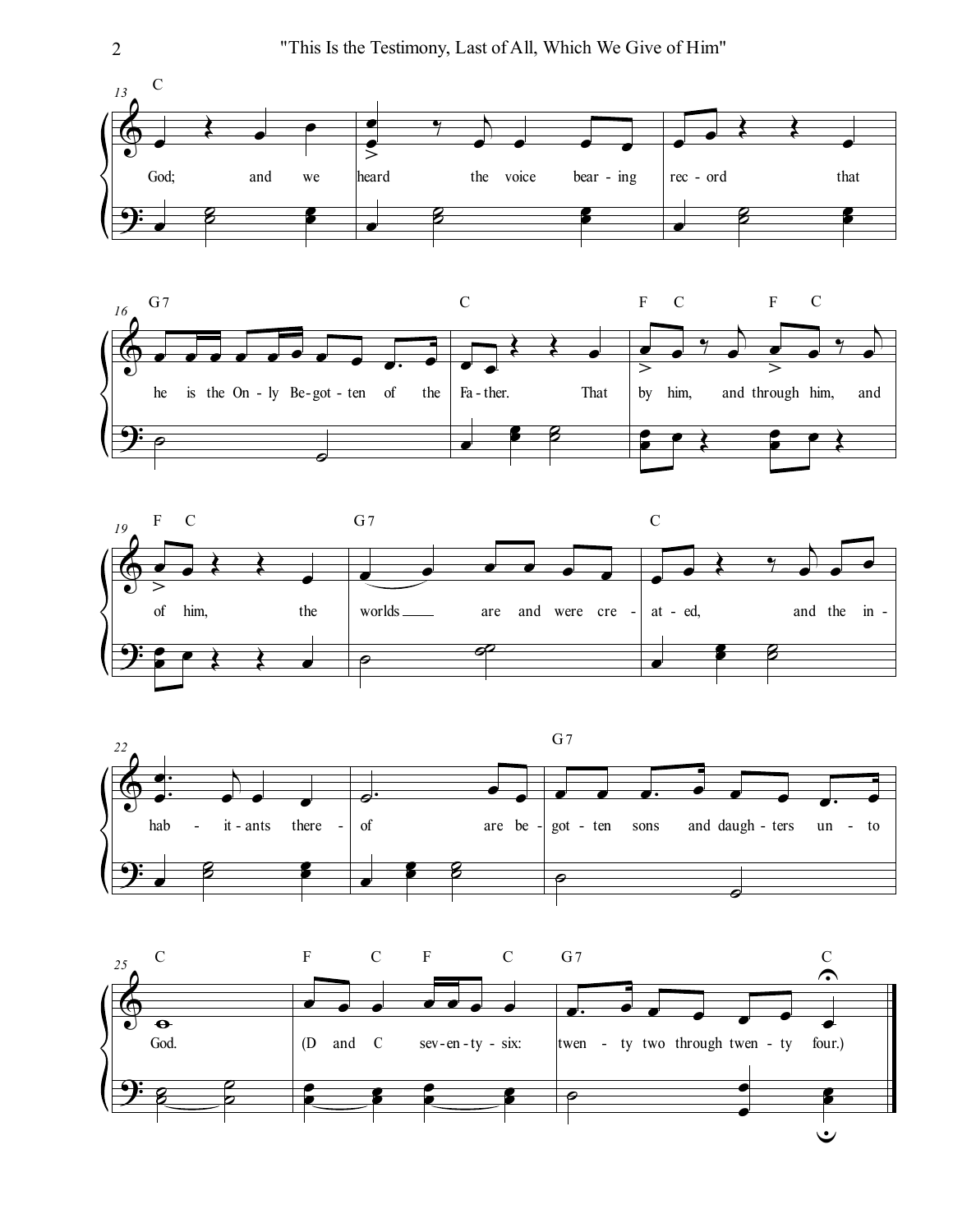God; and we heard the voice bearing record that he is the Only Begotten of the Father. That by him, and through him, and of him, the worlds are and were created, and the inhabitants thereof are begotten sons and daughters unto God. (D and C seventy-six: twenty two through twenty four.)